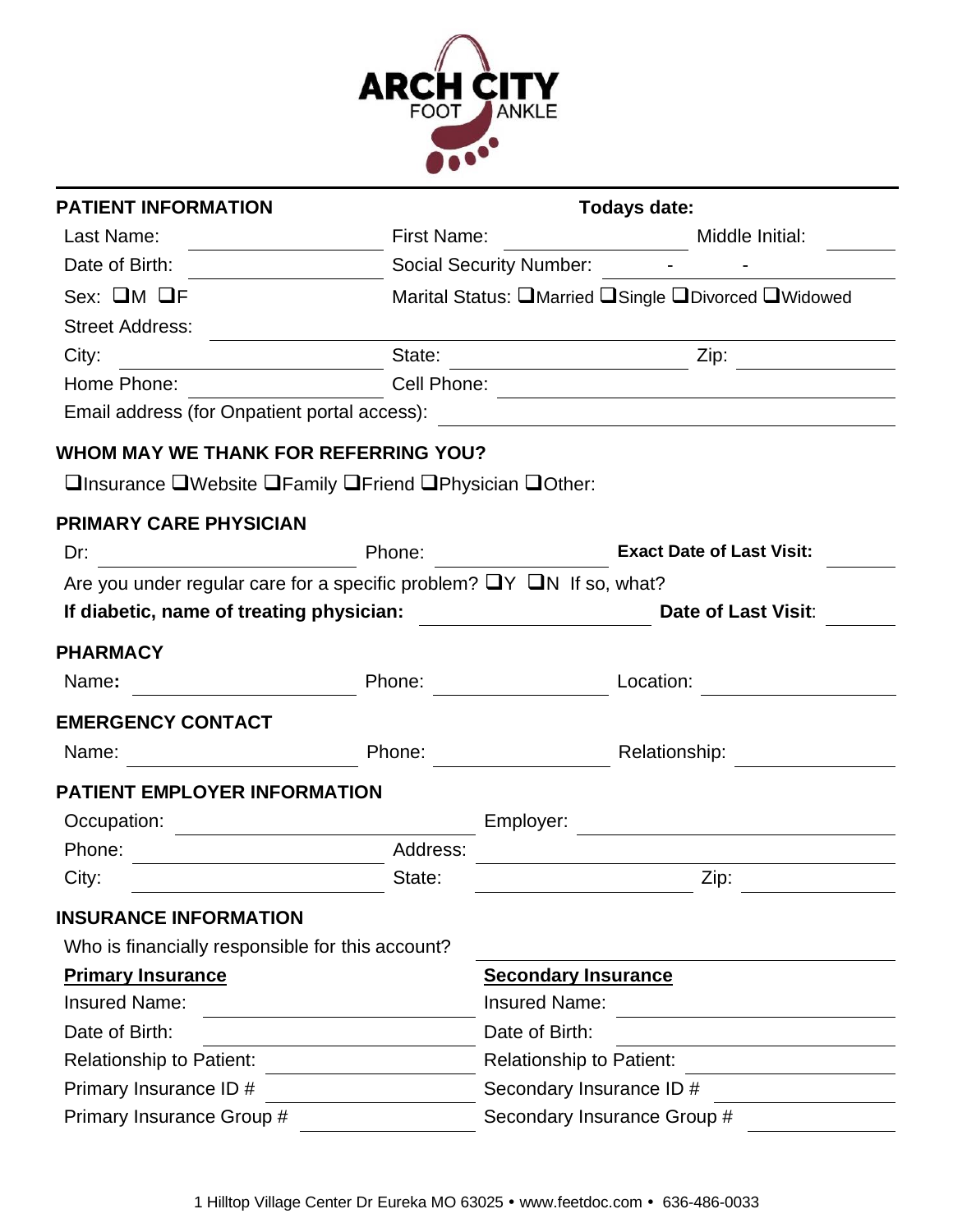# ARCH CITY FOOT ANKLE

**PATIENT INFORMATION** **Todays date:**

Last Name: ____________ First Name: ____________ Middle Initial: ______

Date of Birth: ____________ Social Security Number: ____ - ____ - ____

Sex: ❑M ❑F Marital Status: ❑Married ❑Single ❑Divorced ❑Widowed

Street Address: ________________________________

City: ____________ State: ____________ Zip: ____________

Home Phone: ____________ Cell Phone: ____________

Email address (for Onpatient portal access): ____________

**WHOM MAY WE THANK FOR REFERRING YOU?**

❑Insurance ❑Website ❑Family ❑Friend ❑Physician ❑Other:

**PRIMARY CARE PHYSICIAN**

Dr: ____________ Phone: ____________ **Exact Date of Last Visit:** ______

Are you under regular care for a specific problem? ❑Y ❑N If so, what?

**If diabetic, name of treating physician:** ____________ **Date of Last Visit**: ______

**PHARMACY**

Name**:** ____________ Phone: ____________ Location: ____________

**EMERGENCY CONTACT**

Name: ____________ Phone: ____________ Relationship: ____________

**PATIENT EMPLOYER INFORMATION**

Occupation: ____________ Employer: ____________

Phone: ____________ Address: ____________

City: ____________ State: ____________ Zip: ____________

**INSURANCE INFORMATION**

Who is financially responsible for this account? ____________

| **Primary Insurance** | **Secondary Insurance** |
|---|---|
| Insured Name: ____________ | Insured Name: ____________ |
| Date of Birth: ____________ | Date of Birth: ____________ |
| Relationship to Patient: ____________ | Relationship to Patient: ____________ |
| Primary Insurance ID # ____________ | Secondary Insurance ID # ____________ |
| Primary Insurance Group # ____________ | Secondary Insurance Group # ____________ |

1 Hilltop Village Center Dr Eureka MO 63025 • www.feetdoc.com • 636-486-0033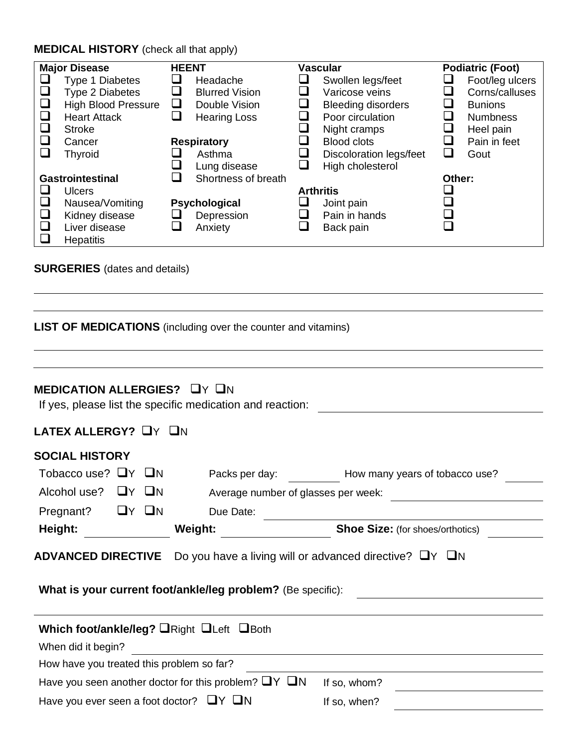**MEDICAL HISTORY** (check all that apply)

| Major Disease | HEENT | Vascular | Podiatric (Foot) |
|---|---|---|---|
| ☐ Type 1 Diabetes | ☐ Headache | ☐ Swollen legs/feet | ☐ Foot/leg ulcers |
| ☐ Type 2 Diabetes | ☐ Blurred Vision | ☐ Varicose veins | ☐ Corns/calluses |
| ☐ High Blood Pressure | ☐ Double Vision | ☐ Bleeding disorders | ☐ Bunions |
| ☐ Heart Attack | ☐ Hearing Loss | ☐ Poor circulation | ☐ Numbness |
| ☐ Stroke | | ☐ Night cramps | ☐ Heel pain |
| ☐ Cancer | **Respiratory** | ☐ Blood clots | ☐ Pain in feet |
| ☐ Thyroid | ☐ Asthma | ☐ Discoloration legs/feet | ☐ Gout |
| | ☐ Lung disease | ☐ High cholesterol | |
| **Gastrointestinal** | ☐ Shortness of breath | | **Other:** |
| ☐ Ulcers | | **Arthritis** | ☐ |
| ☐ Nausea/Vomiting | **Psychological** | ☐ Joint pain | ☐ |
| ☐ Kidney disease | ☐ Depression | ☐ Pain in hands | ☐ |
| ☐ Liver disease | ☐ Anxiety | ☐ Back pain | ☐ |
| ☐ Hepatitis | | | |

**SURGERIES** (dates and details)

______________________________________________

______________________________________________

**LIST OF MEDICATIONS** (including over the counter and vitamins)

______________________________________________

______________________________________________

**MEDICATION ALLERGIES?** ☐Y ☐N

If yes, please list the specific medication and reaction: ____________________

**LATEX ALLERGY?** ☐Y ☐N

**SOCIAL HISTORY**

Tobacco use? ☐Y ☐N Packs per day: ________ How many years of tobacco use? ________

Alcohol use? ☐Y ☐N Average number of glasses per week: ____________________

Pregnant? ☐Y ☐N Due Date: ____________________

**Height:** ____________ **Weight:** ____________ **Shoe Size:** (for shoes/orthotics) ________

**ADVANCED DIRECTIVE** Do you have a living will or advanced directive? ☐Y ☐N

**What is your current foot/ankle/leg problem?** (Be specific): ____________________

______________________________________________

**Which foot/ankle/leg?** ☐Right ☐Left ☐Both

When did it begin? ____________________

How have you treated this problem so far? ____________________

Have you seen another doctor for this problem? ☐Y ☐N If so, whom? ____________________

Have you ever seen a foot doctor? ☐Y ☐N If so, when? ____________________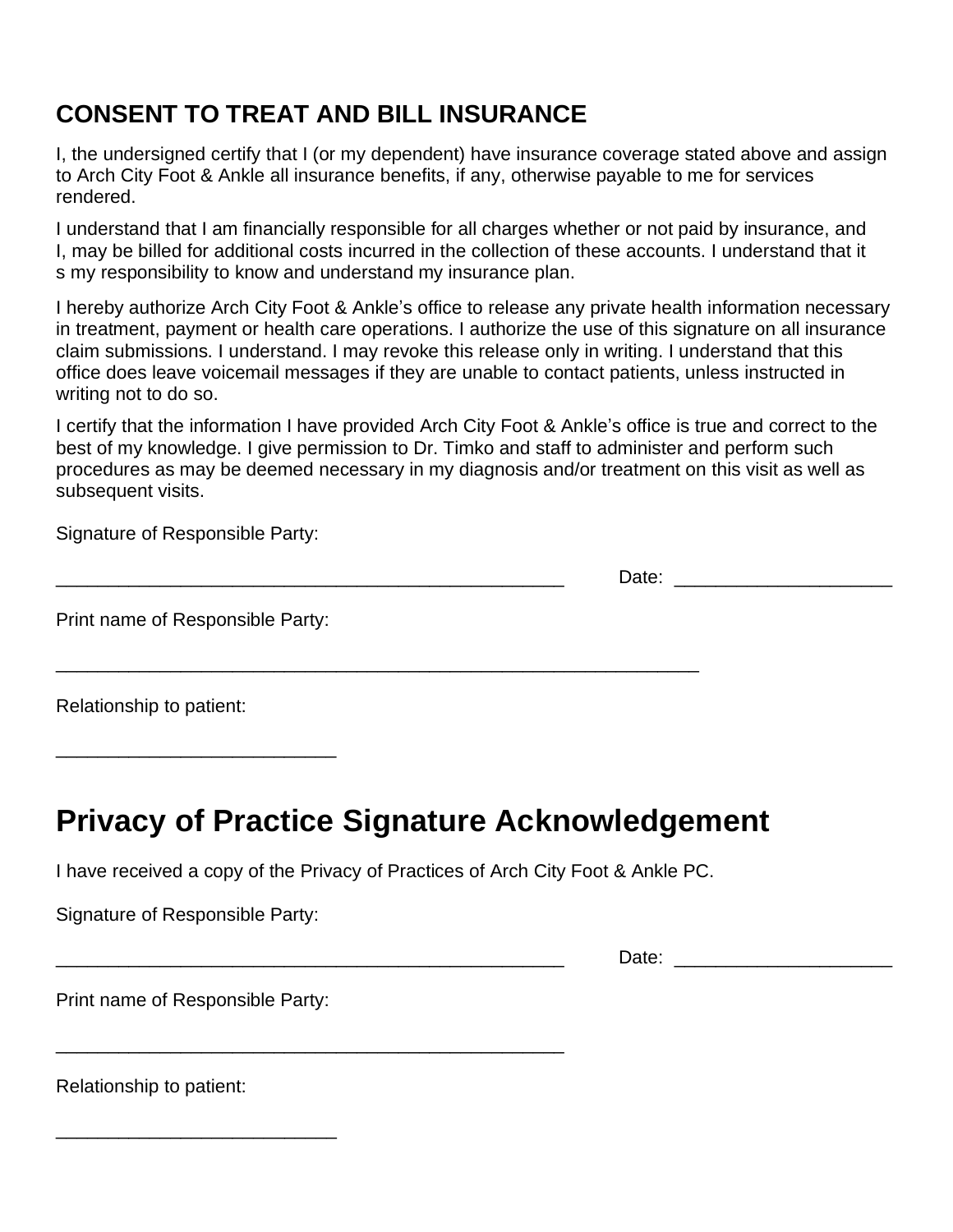## CONSENT TO TREAT AND BILL INSURANCE

I, the undersigned certify that I (or my dependent) have insurance coverage stated above and assign to Arch City Foot & Ankle all insurance benefits, if any, otherwise payable to me for services rendered.

I understand that I am financially responsible for all charges whether or not paid by insurance, and I, may be billed for additional costs incurred in the collection of these accounts. I understand that it s my responsibility to know and understand my insurance plan.

I hereby authorize Arch City Foot & Ankle's office to release any private health information necessary in treatment, payment or health care operations. I authorize the use of this signature on all insurance claim submissions. I understand. I may revoke this release only in writing. I understand that this office does leave voicemail messages if they are unable to contact patients, unless instructed in writing not to do so.

I certify that the information I have provided Arch City Foot & Ankle's office is true and correct to the best of my knowledge. I give permission to Dr. Timko and staff to administer and perform such procedures as may be deemed necessary in my diagnosis and/or treatment on this visit as well as subsequent visits.

Signature of Responsible Party:

_________________________________________________ Date: _____________________

Print name of Responsible Party:

______________________________________________________________

Relationship to patient:

___________________________

# Privacy of Practice Signature Acknowledgement

I have received a copy of the Privacy of Practices of Arch City Foot & Ankle PC.

Signature of Responsible Party:

_________________________________________________ Date: _____________________

Print name of Responsible Party:

_________________________________________________

Relationship to patient:

___________________________